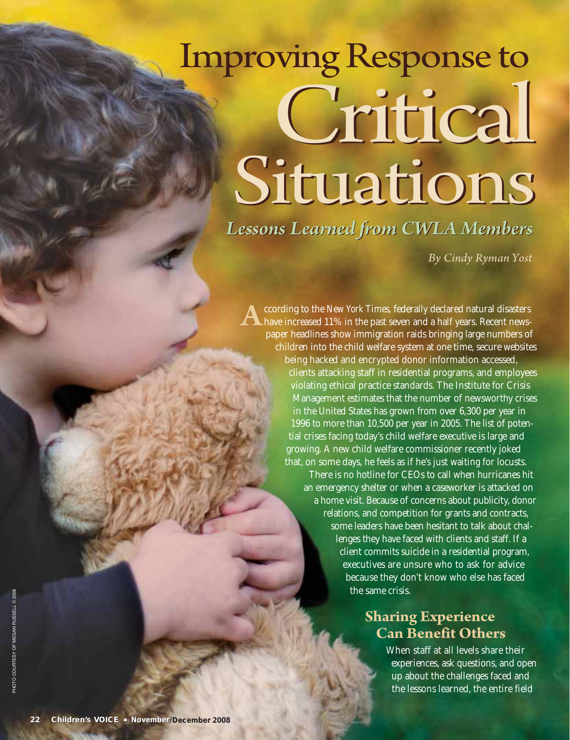# Improving Response to Critical Situations

## *Lessons Learned from CWLA Members*

*By Cindy Ryman Yost*

According to the *New York Times*, federally declared natural disasters have increased 11% in the past seven and a half years. Recent newspaper headlines show immigration raids bringing large numbers of children into the child welfare system at one time, secure websites being hacked and encrypted donor information accessed, clients attacking staff in residential programs, and employees violating ethical practice standards. The Institute for Crisis Management estimates that the number of newsworthy crises in the United States has grown from over 6,300 per year in 1996 to more than 10,500 per year in 2005. The list of potential crises facing today's child welfare executive is large and growing. A new child welfare commissioner recently joked that, on some days, he feels as if he's just waiting for locusts.

There is no hotline for CEOs to call when hurricanes hit an emergency shelter or when a caseworker is attacked on a home visit. Because of concerns about publicity, donor relations, and competition for grants and contracts, some leaders have been hesitant to talk about challenges they have faced with clients and staff. If a client commits suicide in a residential program, executives are unsure who to ask for advice because they don't know who else has faced the same crisis.

## Sharing Experience Can Benefit Others

When staff at all levels share their experiences, ask questions, and open up about the challenges faced and the lessons learned, the entire field

PHOTO COURTESY OF MEGAN RUSSELL © 2008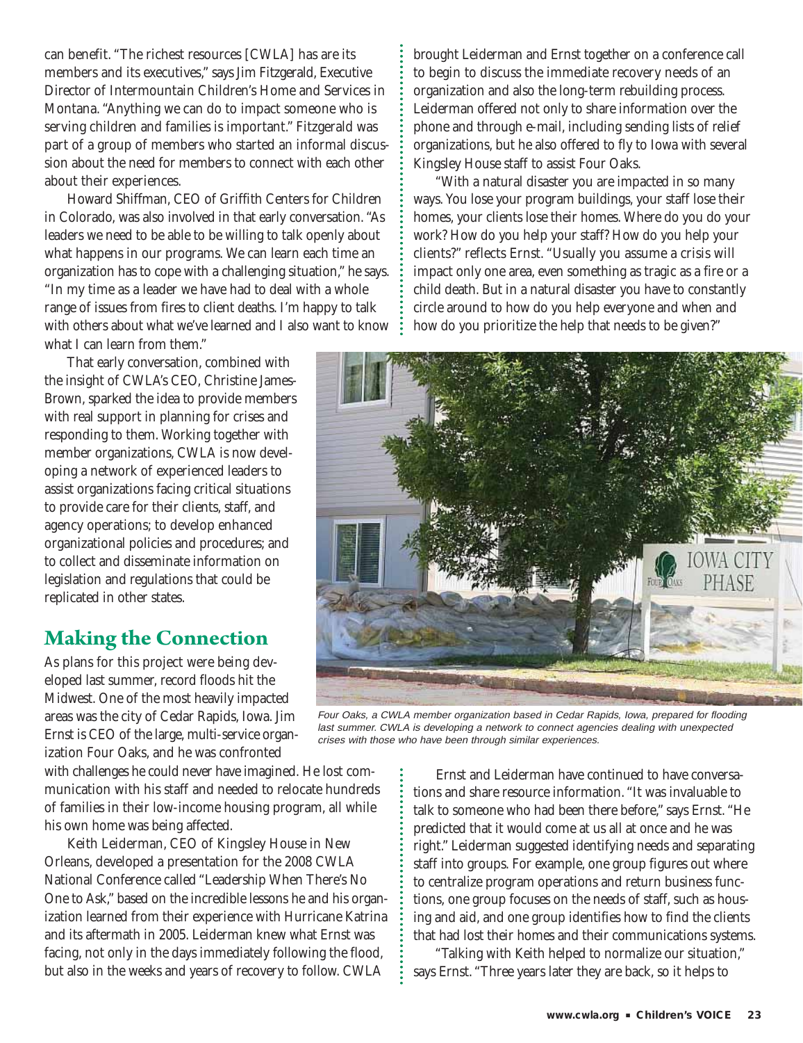can benefit. "The richest resources [CWLA] has are its members and its executives," says Jim Fitzgerald, Executive Director of Intermountain Children's Home and Services in Montana. "Anything we can do to impact someone who is serving children and families is important." Fitzgerald was part of a group of members who started an informal discussion about the need for members to connect with each other about their experiences.

Howard Shiffman, CEO of Griffith Centers for Children in Colorado, was also involved in that early conversation. "As leaders we need to be able to be willing to talk openly about what happens in our programs. We can learn each time an organization has to cope with a challenging situation," he says. "In my time as a leader we have had to deal with a whole range of issues from fires to client deaths. I'm happy to talk with others about what we've learned and I also want to know what I can learn from them."

That early conversation, combined with the insight of CWLA's CEO, Christine James-Brown, sparked the idea to provide members with real support in planning for crises and responding to them. Working together with member organizations, CWLA is now developing a network of experienced leaders to assist organizations facing critical situations to provide care for their clients, staff, and agency operations; to develop enhanced organizational policies and procedures; and to collect and disseminate information on legislation and regulations that could be replicated in other states.

## Making the Connection

As plans for this project were being developed last summer, record floods hit the Midwest. One of the most heavily impacted areas was the city of Cedar Rapids, Iowa. Jim Ernst is CEO of the large, multi-service organization Four Oaks, and he was confronted with challenges he could never have imagined. He lost communication with his staff and needed to relocate hundreds of families in their low-income housing program, all while his own home was being affected.

Keith Leiderman, CEO of Kingsley House in New Orleans, developed a presentation for the 2008 CWLA National Conference called "Leadership When There's No One to Ask," based on the incredible lessons he and his organization learned from their experience with Hurricane Katrina and its aftermath in 2005. Leiderman knew what Ernst was facing, not only in the days immediately following the flood, but also in the weeks and years of recovery to follow. CWLA brought Leiderman and Ernst together on a conference call to begin to discuss the immediate recovery needs of an organization and also the long-term rebuilding process. Leiderman offered not only to share information over the phone and through e-mail, including sending lists of relief organizations, but he also offered to fly to Iowa with several Kingsley House staff to assist Four Oaks.

"With a natural disaster you are impacted in so many ways. You lose your program buildings, your staff lose their homes, your clients lose their homes. Where do you do your work? How do you help your staff? How do you help your clients?" reflects Ernst. "Usually you assume a crisis will impact only one area, even something as tragic as a fire or a child death. But in a natural disaster you have to constantly circle around to how do you help everyone and when and how do you prioritize the help that needs to be given?"

*Four Oaks, a CWLA member organization based in Cedar Rapids, Iowa, prepared for flooding last summer. CWLA is developing a network to connect agencies dealing with unexpected crises with those who have been through similar experiences.*

Ernst and Leiderman have continued to have conversations and share resource information. "It was invaluable to talk to someone who had been there before," says Ernst. "He predicted that it would come at us all at once and he was right." Leiderman suggested identifying needs and separating staff into groups. For example, one group figures out where to centralize program operations and return business functions, one group focuses on the needs of staff, such as housing and aid, and one group identifies how to find the clients that had lost their homes and their communications systems.

"Talking with Keith helped to normalize our situation," says Ernst. "Three years later they are back, so it helps to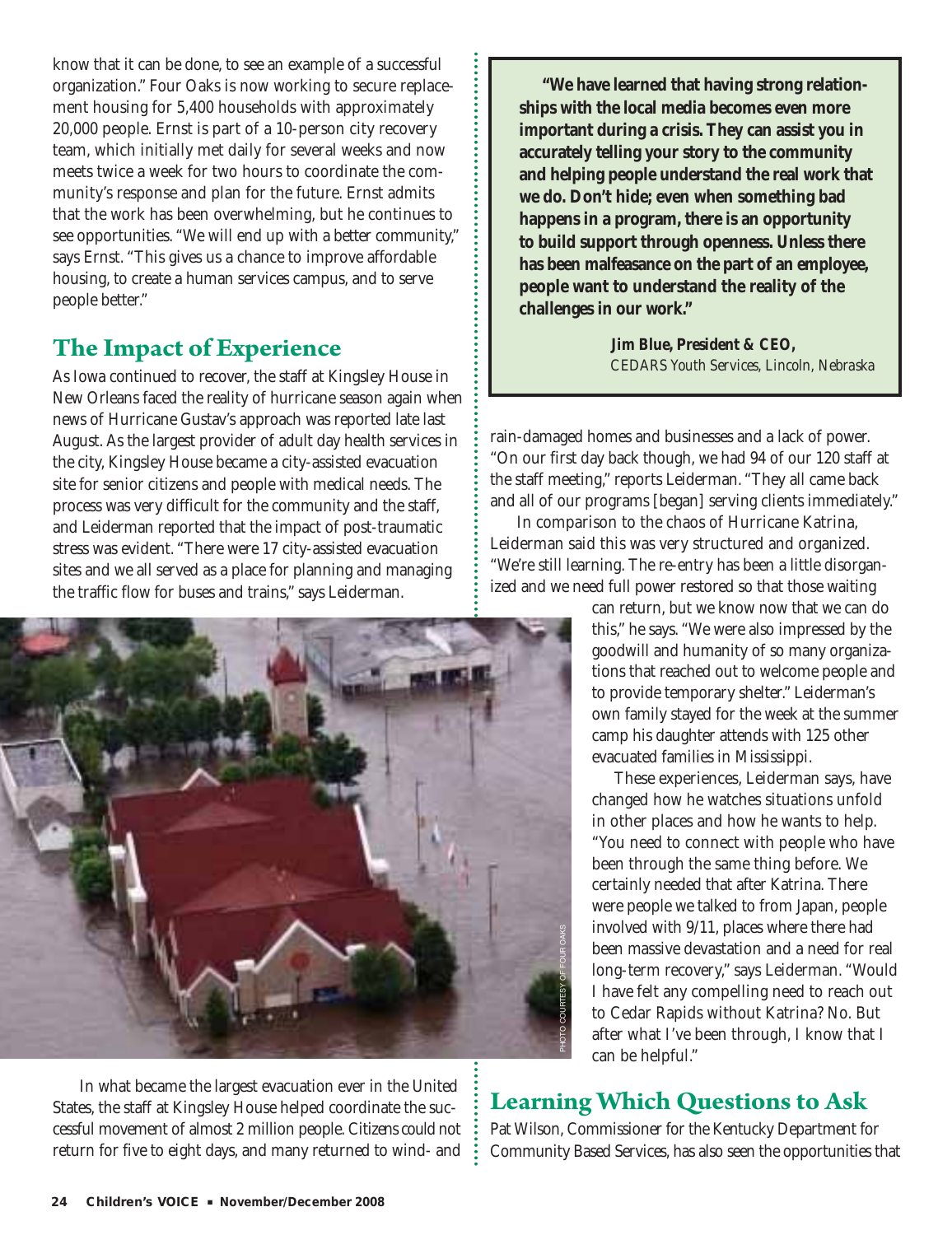know that it can be done, to see an example of a successful organization." Four Oaks is now working to secure replacement housing for 5,400 households with approximately 20,000 people. Ernst is part of a 10-person city recovery team, which initially met daily for several weeks and now meets twice a week for two hours to coordinate the community's response and plan for the future. Ernst admits that the work has been overwhelming, but he continues to see opportunities. "We will end up with a better community," says Ernst. "This gives us a chance to improve affordable housing, to create a human services campus, and to serve people better."

## The Impact of Experience

As Iowa continued to recover, the staff at Kingsley House in New Orleans faced the reality of hurricane season again when news of Hurricane Gustav's approach was reported late last August. As the largest provider of adult day health services in the city, Kingsley House became a city-assisted evacuation site for senior citizens and people with medical needs. The process was very difficult for the community and the staff, and Leiderman reported that the impact of post-traumatic stress was evident. "There were 17 city-assisted evacuation sites and we all served as a place for planning and managing the traffic flow for buses and trains," says Leiderman.

PHOTO COURTESY OF FOUR OAKS

In what became the largest evacuation ever in the United States, the staff at Kingsley House helped coordinate the successful movement of almost 2 million people. Citizens could not return for five to eight days, and many returned to wind- and rain-damaged homes and businesses and a lack of power. "On our first day back though, we had 94 of our 120 staff at the staff meeting," reports Leiderman. "They all came back and all of our programs [began] serving clients immediately."

In comparison to the chaos of Hurricane Katrina, Leiderman said this was very structured and organized. "We're still learning. The re-entry has been a little disorganized and we need full power restored so that those waiting can return, but we know now that we can do this," he says. "We were also impressed by the goodwill and humanity of so many organizations that reached out to welcome people and to provide temporary shelter." Leiderman's own family stayed for the week at the summer camp his daughter attends with 125 other evacuated families in Mississippi.

These experiences, Leiderman says, have changed how he watches situations unfold in other places and how he wants to help. "You need to connect with people who have been through the same thing before. We certainly needed that after Katrina. There were people we talked to from Japan, people involved with 9/11, places where there had been massive devastation and a need for real long-term recovery," says Leiderman. "Would I have felt any compelling need to reach out to Cedar Rapids without Katrina? No. But after what I've been through, I know that I can be helpful."

> **"We have learned that having strong relationships with the local media becomes even more important during a crisis. They can assist you in accurately telling your story to the community and helping people understand the real work that we do. Don't hide; even when something bad happens in a program, there is an opportunity to build support through openness. Unless there has been malfeasance on the part of an employee, people want to understand the reality of the challenges in our work."**
>
> **Jim Blue, President & CEO,**
> *CEDARS Youth Services, Lincoln, Nebraska*

## Learning Which Questions to Ask

Pat Wilson, Commissioner for the Kentucky Department for Community Based Services, has also seen the opportunities that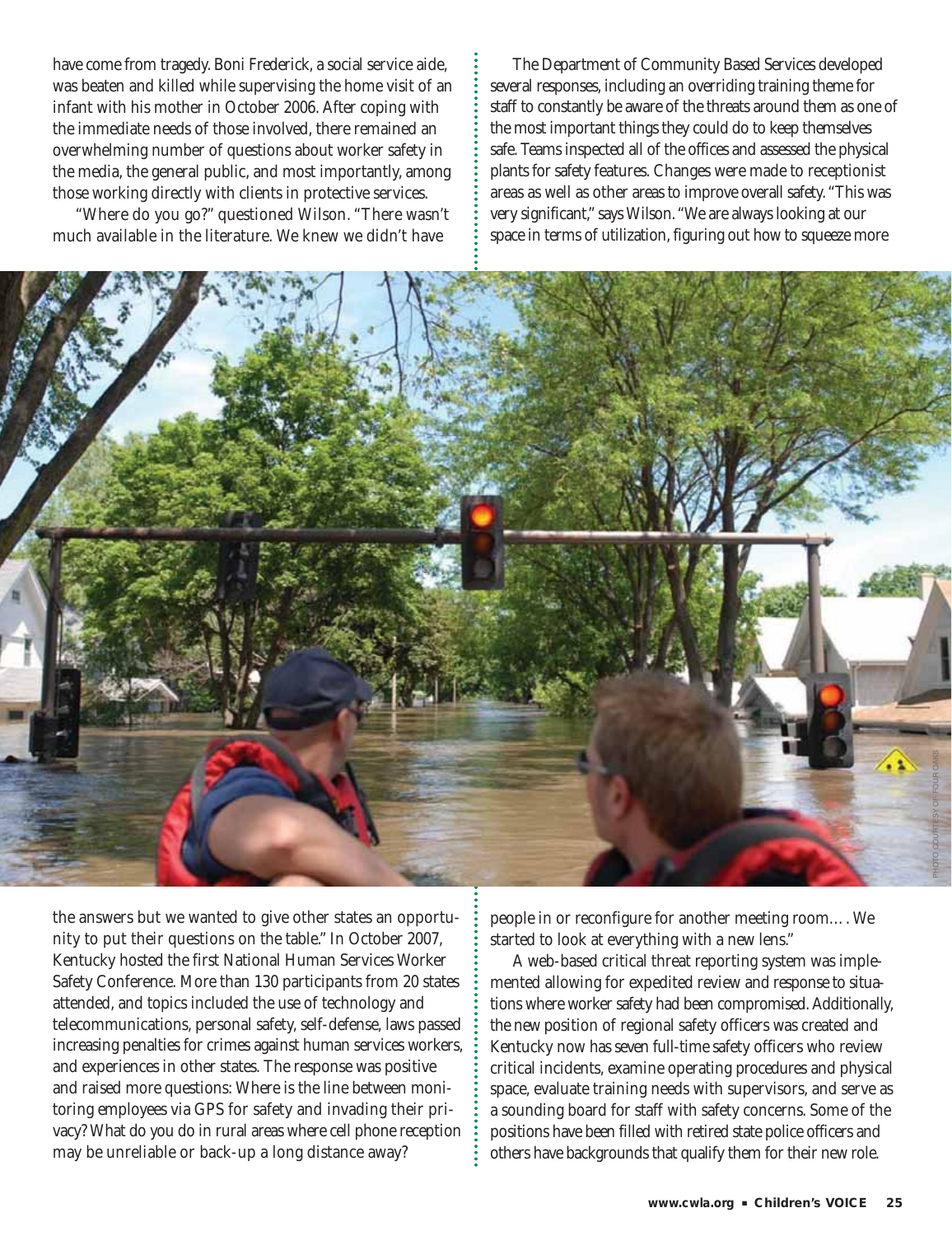have come from tragedy. Boni Frederick, a social service aide, was beaten and killed while supervising the home visit of an infant with his mother in October 2006. After coping with the immediate needs of those involved, there remained an overwhelming number of questions about worker safety in the media, the general public, and most importantly, among those working directly with clients in protective services.

"Where do you go?" questioned Wilson. "There wasn't much available in the literature. We knew we didn't have the answers but we wanted to give other states an opportunity to put their questions on the table." In October 2007, Kentucky hosted the first National Human Services Worker Safety Conference. More than 130 participants from 20 states attended, and topics included the use of technology and telecommunications, personal safety, self-defense, laws passed increasing penalties for crimes against human services workers, and experiences in other states. The response was positive and raised more questions: Where is the line between monitoring employees via GPS for safety and invading their privacy? What do you do in rural areas where cell phone reception may be unreliable or back-up a long distance away?

The Department of Community Based Services developed several responses, including an overriding training theme for staff to constantly be aware of the threats around them as one of the most important things they could do to keep themselves safe. Teams inspected all of the offices and assessed the physical plants for safety features. Changes were made to receptionist areas as well as other areas to improve overall safety. "This was very significant," says Wilson. "We are always looking at our space in terms of utilization, figuring out how to squeeze more people in or reconfigure for another meeting room…. We started to look at everything with a new lens."

A web-based critical threat reporting system was implemented allowing for expedited review and response to situations where worker safety had been compromised. Additionally, the new position of regional safety officers was created and Kentucky now has seven full-time safety officers who review critical incidents, examine operating procedures and physical space, evaluate training needs with supervisors, and serve as a sounding board for staff with safety concerns. Some of the positions have been filled with retired state police officers and others have backgrounds that qualify them for their new role.

PHOTO COURTESY OF FOUR OAKS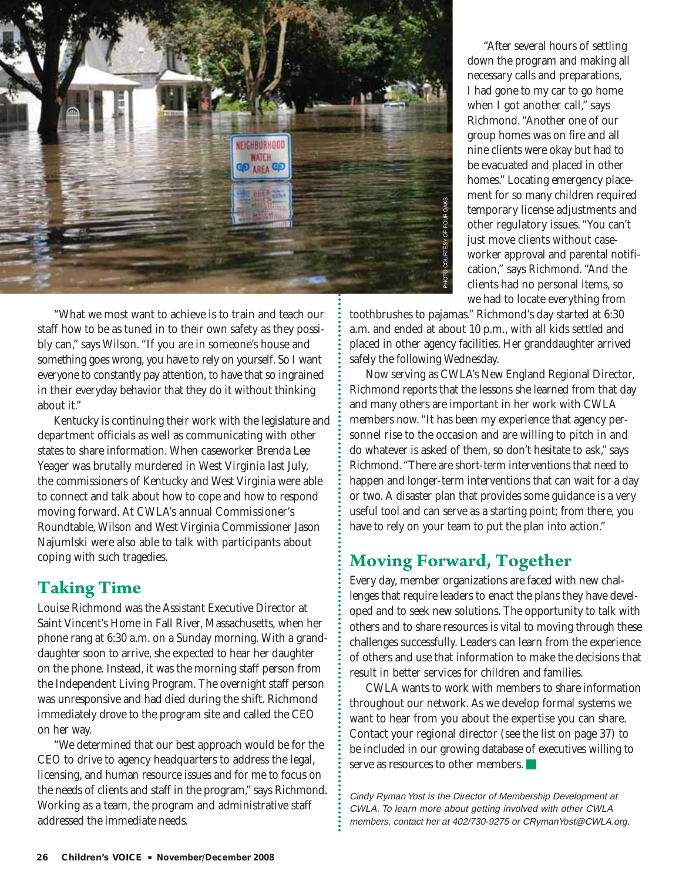"After several hours of settling down the program and making all necessary calls and preparations, I had gone to my car to go home when I got another call," says Richmond. "Another one of our group homes was on fire and all nine clients were okay but had to be evacuated and placed in other homes." Locating emergency placement for so many children required temporary license adjustments and other regulatory issues. "You can't just move clients without caseworker approval and parental notification," says Richmond. "And the clients had no personal items, so we had to locate everything from toothbrushes to pajamas." Richmond's day started at 6:30 a.m. and ended at about 10 p.m., with all kids settled and placed in other agency facilities. Her granddaughter arrived safely the following Wednesday.

Now serving as CWLA's New England Regional Director, Richmond reports that the lessons she learned from that day and many others are important in her work with CWLA members now. "It has been my experience that agency personnel rise to the occasion and are willing to pitch in and do whatever is asked of them, so don't hesitate to ask," says Richmond. "There are short-term interventions that need to happen and longer-term interventions that can wait for a day or two. A disaster plan that provides some guidance is a very useful tool and can serve as a starting point; from there, you have to rely on your team to put the plan into action."

"What we most want to achieve is to train and teach our staff how to be as tuned in to their own safety as they possibly can," says Wilson. "If you are in someone's house and something goes wrong, you have to rely on yourself. So I want everyone to constantly pay attention, to have that so ingrained in their everyday behavior that they do it without thinking about it."

Kentucky is continuing their work with the legislature and department officials as well as communicating with other states to share information. When caseworker Brenda Lee Yeager was brutally murdered in West Virginia last July, the commissioners of Kentucky and West Virginia were able to connect and talk about how to cope and how to respond moving forward. At CWLA's annual Commissioner's Roundtable, Wilson and West Virginia Commissioner Jason Najumlski were also able to talk with participants about coping with such tragedies.

## Taking Time

Louise Richmond was the Assistant Executive Director at Saint Vincent's Home in Fall River, Massachusetts, when her phone rang at 6:30 a.m. on a Sunday morning. With a granddaughter soon to arrive, she expected to hear her daughter on the phone. Instead, it was the morning staff person from the Independent Living Program. The overnight staff person was unresponsive and had died during the shift. Richmond immediately drove to the program site and called the CEO on her way.

"We determined that our best approach would be for the CEO to drive to agency headquarters to address the legal, licensing, and human resource issues and for me to focus on the needs of clients and staff in the program," says Richmond. Working as a team, the program and administrative staff addressed the immediate needs.

## Moving Forward, Together

Every day, member organizations are faced with new challenges that require leaders to enact the plans they have developed and to seek new solutions. The opportunity to talk with others and to share resources is vital to moving through these challenges successfully. Leaders can learn from the experience of others and use that information to make the decisions that result in better services for children and families.

CWLA wants to work with members to share information throughout our network. As we develop formal systems we want to hear from you about the expertise you can share. Contact your regional director (see the list on page 37) to be included in our growing database of executives willing to serve as resources to other members.

*Cindy Ryman Yost is the Director of Membership Development at CWLA. To learn more about getting involved with other CWLA members, contact her at 402/730-9275 or CRymanYost@CWLA.org.*